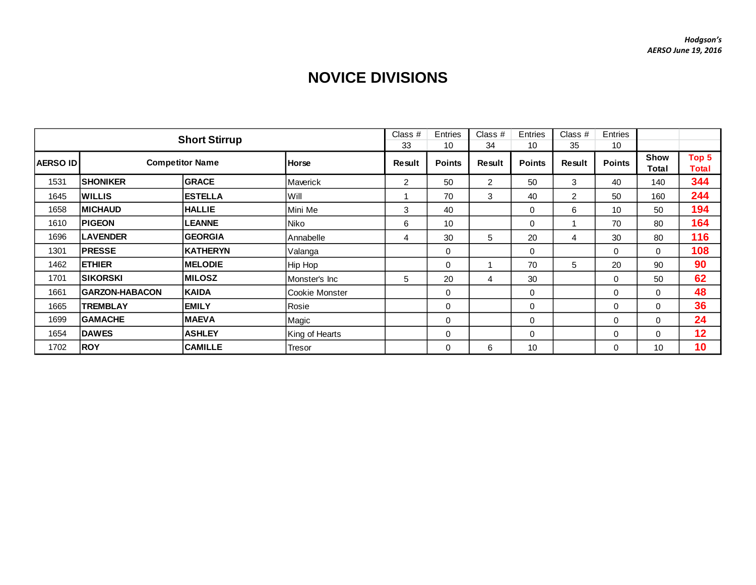*Hodgson's*
*AERSO June 19, 2016*

# NOVICE DIVISIONS

| Short Stirrup | | | | Class # 33 | Entries 10 | Class # 34 | Entries 10 | Class # 35 | Entries 10 | | |
|---|---|---|---|---|---|---|---|---|---|---|---|
| **AERSO ID** | **Competitor Name** | | **Horse** | **Result** | **Points** | **Result** | **Points** | **Result** | **Points** | **Show Total** | **Top 5 Total** |
| 1531 | **SHONIKER** | **GRACE** | Maverick | 2 | 50 | 2 | 50 | 3 | 40 | 140 | **344** |
| 1645 | **WILLIS** | **ESTELLA** | Will | 1 | 70 | 3 | 40 | 2 | 50 | 160 | **244** |
| 1658 | **MICHAUD** | **HALLIE** | Mini Me | 3 | 40 | | 0 | 6 | 10 | 50 | **194** |
| 1610 | **PIGEON** | **LEANNE** | Niko | 6 | 10 | | 0 | 1 | 70 | 80 | **164** |
| 1696 | **LAVENDER** | **GEORGIA** | Annabelle | 4 | 30 | 5 | 20 | 4 | 30 | 80 | **116** |
| 1301 | **PRESSE** | **KATHERYN** | Valanga | | 0 | | 0 | | 0 | 0 | **108** |
| 1462 | **ETHIER** | **MELODIE** | Hip Hop | | 0 | 1 | 70 | 5 | 20 | 90 | **90** |
| 1701 | **SIKORSKI** | **MILOSZ** | Monster's Inc | 5 | 20 | 4 | 30 | | 0 | 50 | **62** |
| 1661 | **GARZON-HABACON** | **KAIDA** | Cookie Monster | | 0 | | 0 | | 0 | 0 | **48** |
| 1665 | **TREMBLAY** | **EMILY** | Rosie | | 0 | | 0 | | 0 | 0 | **36** |
| 1699 | **GAMACHE** | **MAEVA** | Magic | | 0 | | 0 | | 0 | 0 | **24** |
| 1654 | **DAWES** | **ASHLEY** | King of Hearts | | 0 | | 0 | | 0 | 0 | **12** |
| 1702 | **ROY** | **CAMILLE** | Tresor | | 0 | 6 | 10 | | 0 | 10 | **10** |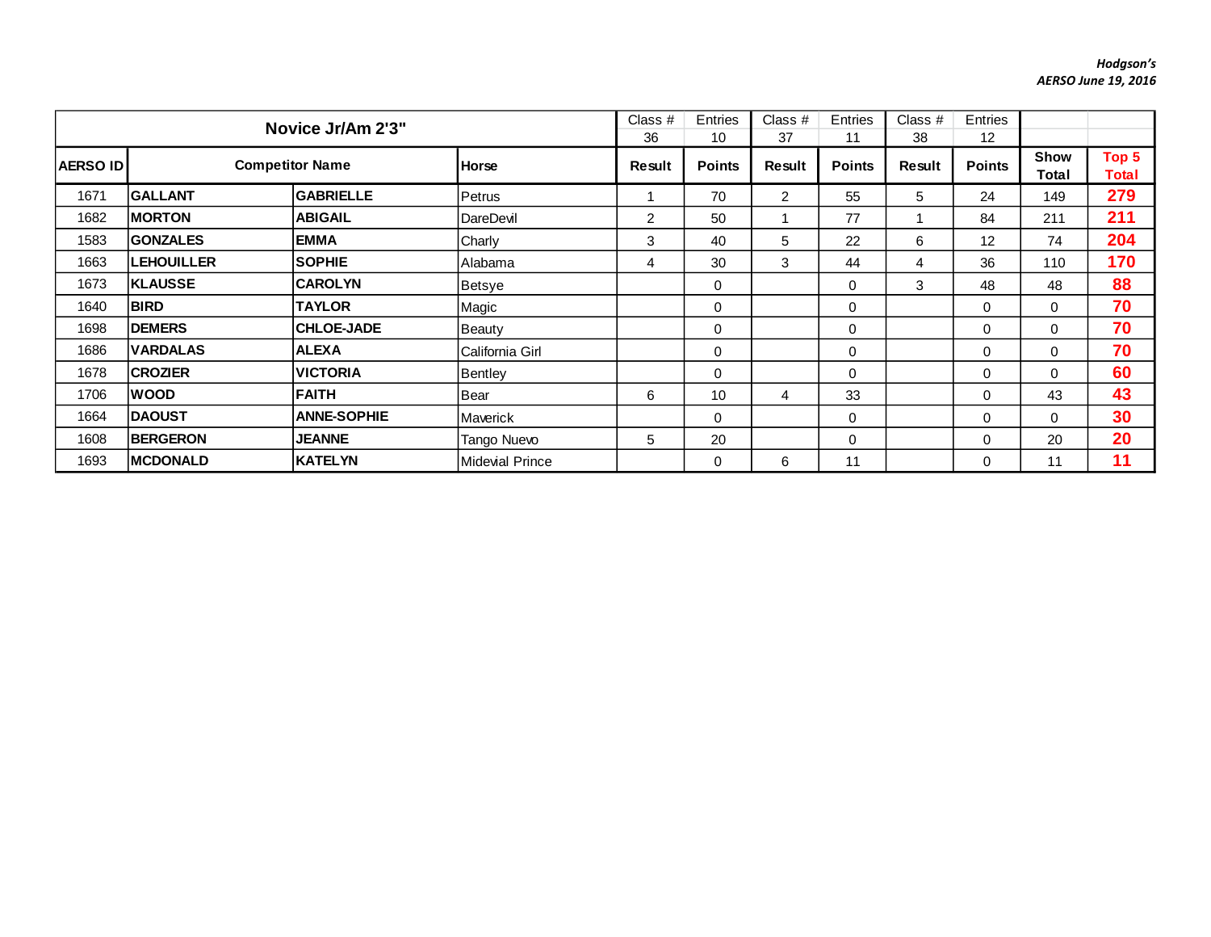Hodgson's
AERSO June 19, 2016

| Novice Jr/Am 2'3" | | | | Class # 36 | Entries 10 | Class # 37 | Entries 11 | Class # 38 | Entries 12 | | |
|---|---|---|---|---|---|---|---|---|---|---|---|
| **AERSO ID** | **Competitor Name** | | **Horse** | **Result** | **Points** | **Result** | **Points** | **Result** | **Points** | **Show Total** | **Top 5 Total** |
| 1671 | **GALLANT** | **GABRIELLE** | Petrus | 1 | 70 | 2 | 55 | 5 | 24 | 149 | **279** |
| 1682 | **MORTON** | **ABIGAIL** | DareDevil | 2 | 50 | 1 | 77 | 1 | 84 | 211 | **211** |
| 1583 | **GONZALES** | **EMMA** | Charly | 3 | 40 | 5 | 22 | 6 | 12 | 74 | **204** |
| 1663 | **LEHOUILLER** | **SOPHIE** | Alabama | 4 | 30 | 3 | 44 | 4 | 36 | 110 | **170** |
| 1673 | **KLAUSSE** | **CAROLYN** | Betsye | | 0 | | 0 | 3 | 48 | 48 | **88** |
| 1640 | **BIRD** | **TAYLOR** | Magic | | 0 | | 0 | | 0 | 0 | **70** |
| 1698 | **DEMERS** | **CHLOE-JADE** | Beauty | | 0 | | 0 | | 0 | 0 | **70** |
| 1686 | **VARDALAS** | **ALEXA** | California Girl | | 0 | | 0 | | 0 | 0 | **70** |
| 1678 | **CROZIER** | **VICTORIA** | Bentley | | 0 | | 0 | | 0 | 0 | **60** |
| 1706 | **WOOD** | **FAITH** | Bear | 6 | 10 | 4 | 33 | | 0 | 43 | **43** |
| 1664 | **DAOUST** | **ANNE-SOPHIE** | Maverick | | 0 | | 0 | | 0 | 0 | **30** |
| 1608 | **BERGERON** | **JEANNE** | Tango Nuevo | 5 | 20 | | 0 | | 0 | 20 | **20** |
| 1693 | **MCDONALD** | **KATELYN** | Midevial Prince | | 0 | 6 | 11 | | 0 | 11 | **11** |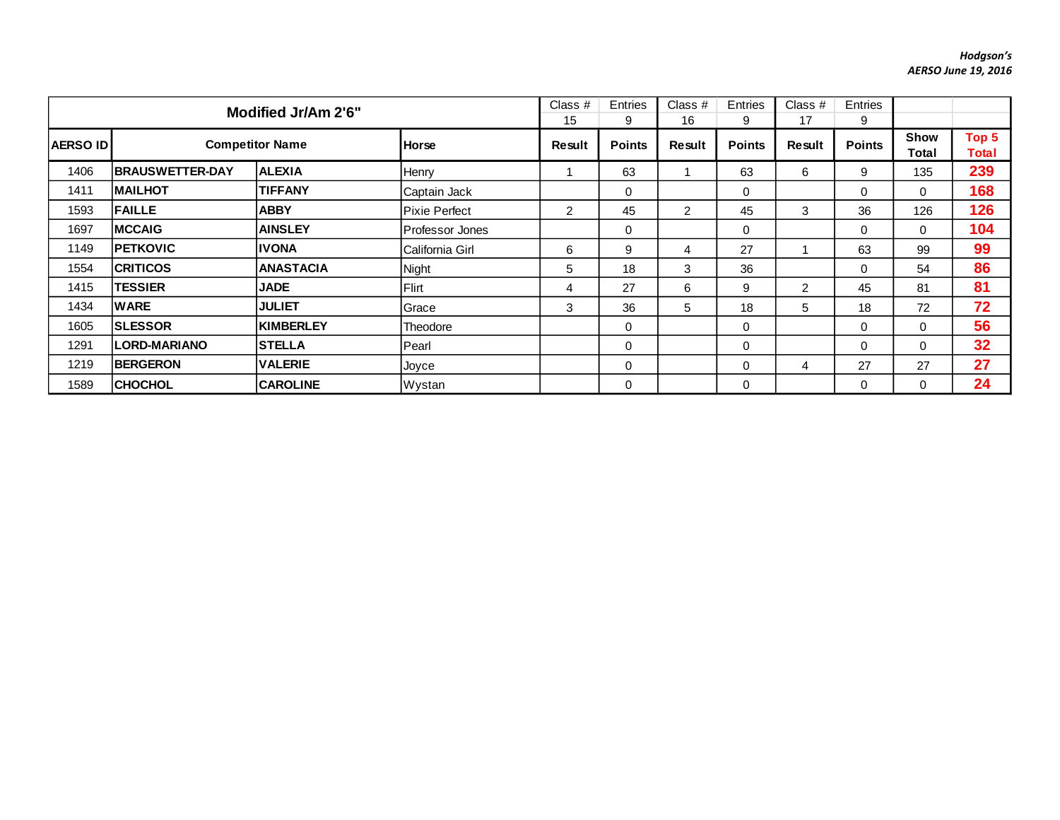*Hodgson's*
*AERSO June 19, 2016*

| Modified Jr/Am 2'6" | | | | Class # 15 | Entries 9 | Class # 16 | Entries 9 | Class # 17 | Entries 9 | | |
|---|---|---|---|---|---|---|---|---|---|---|---|
| **AERSO ID** | **Competitor Name** | | **Horse** | **Result** | **Points** | **Result** | **Points** | **Result** | **Points** | **Show Total** | **Top 5 Total** |
| 1406 | **BRAUSWETTER-DAY** | **ALEXIA** | Henry | 1 | 63 | 1 | 63 | 6 | 9 | 135 | **239** |
| 1411 | **MAILHOT** | **TIFFANY** | Captain Jack | | 0 | | 0 | | 0 | 0 | **168** |
| 1593 | **FAILLE** | **ABBY** | Pixie Perfect | 2 | 45 | 2 | 45 | 3 | 36 | 126 | **126** |
| 1697 | **MCCAIG** | **AINSLEY** | Professor Jones | | 0 | | 0 | | 0 | 0 | **104** |
| 1149 | **PETKOVIC** | **IVONA** | California Girl | 6 | 9 | 4 | 27 | 1 | 63 | 99 | **99** |
| 1554 | **CRITICOS** | **ANASTACIA** | Night | 5 | 18 | 3 | 36 | | 0 | 54 | **86** |
| 1415 | **TESSIER** | **JADE** | Flirt | 4 | 27 | 6 | 9 | 2 | 45 | 81 | **81** |
| 1434 | **WARE** | **JULIET** | Grace | 3 | 36 | 5 | 18 | 5 | 18 | 72 | **72** |
| 1605 | **SLESSOR** | **KIMBERLEY** | Theodore | | 0 | | 0 | | 0 | 0 | **56** |
| 1291 | **LORD-MARIANO** | **STELLA** | Pearl | | 0 | | 0 | | 0 | 0 | **32** |
| 1219 | **BERGERON** | **VALERIE** | Joyce | | 0 | | 0 | 4 | 27 | 27 | **27** |
| 1589 | **CHOCHOL** | **CAROLINE** | Wystan | | 0 | | 0 | | 0 | 0 | **24** |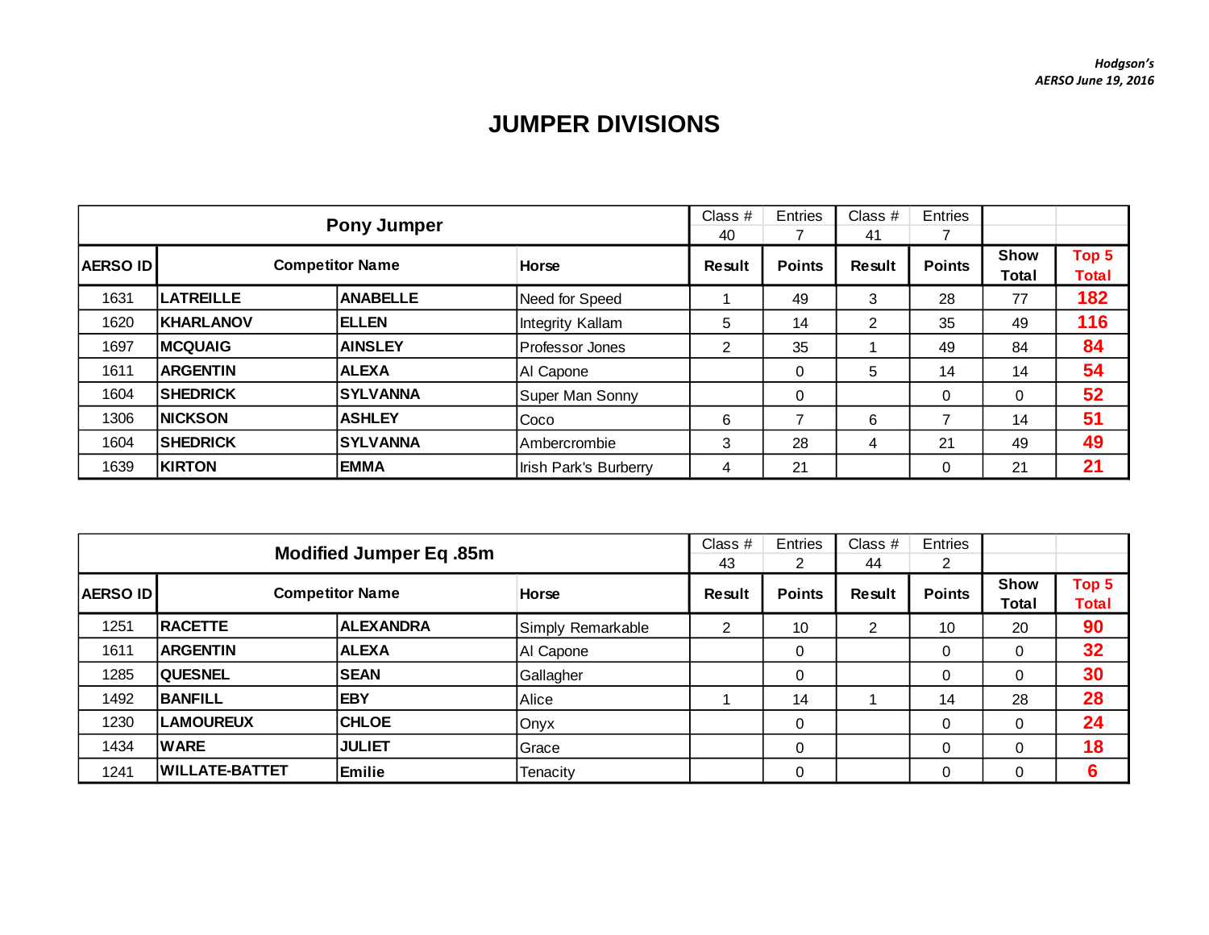*Hodgson's*
*AERSO June 19, 2016*

# JUMPER DIVISIONS

| Pony Jumper | | | | Class # 40 | Entries 7 | Class # 41 | Entries 7 | | |
|---|---|---|---|---|---|---|---|---|---|
| **AERSO ID** | **Competitor Name** | | **Horse** | **Result** | **Points** | **Result** | **Points** | **Show Total** | **Top 5 Total** |
| 1631 | **LATREILLE** | **ANABELLE** | Need for Speed | 1 | 49 | 3 | 28 | 77 | **182** |
| 1620 | **KHARLANOV** | **ELLEN** | Integrity Kallam | 5 | 14 | 2 | 35 | 49 | **116** |
| 1697 | **MCQUAIG** | **AINSLEY** | Professor Jones | 2 | 35 | 1 | 49 | 84 | **84** |
| 1611 | **ARGENTIN** | **ALEXA** | Al Capone | | 0 | 5 | 14 | 14 | **54** |
| 1604 | **SHEDRICK** | **SYLVANNA** | Super Man Sonny | | 0 | | 0 | 0 | **52** |
| 1306 | **NICKSON** | **ASHLEY** | Coco | 6 | 7 | 6 | 7 | 14 | **51** |
| 1604 | **SHEDRICK** | **SYLVANNA** | Ambercrombie | 3 | 28 | 4 | 21 | 49 | **49** |
| 1639 | **KIRTON** | **EMMA** | Irish Park's Burberry | 4 | 21 | | 0 | 21 | **21** |

| Modified Jumper Eq .85m | | | | Class # 43 | Entries 2 | Class # 44 | Entries 2 | | |
|---|---|---|---|---|---|---|---|---|---|
| **AERSO ID** | **Competitor Name** | | **Horse** | **Result** | **Points** | **Result** | **Points** | **Show Total** | **Top 5 Total** |
| 1251 | **RACETTE** | **ALEXANDRA** | Simply Remarkable | 2 | 10 | 2 | 10 | 20 | **90** |
| 1611 | **ARGENTIN** | **ALEXA** | Al Capone | | 0 | | 0 | 0 | **32** |
| 1285 | **QUESNEL** | **SEAN** | Gallagher | | 0 | | 0 | 0 | **30** |
| 1492 | **BANFILL** | **EBY** | Alice | 1 | 14 | 1 | 14 | 28 | **28** |
| 1230 | **LAMOUREUX** | **CHLOE** | Onyx | | 0 | | 0 | 0 | **24** |
| 1434 | **WARE** | **JULIET** | Grace | | 0 | | 0 | 0 | **18** |
| 1241 | **WILLATE-BATTET** | **Emilie** | Tenacity | | 0 | | 0 | 0 | **6** |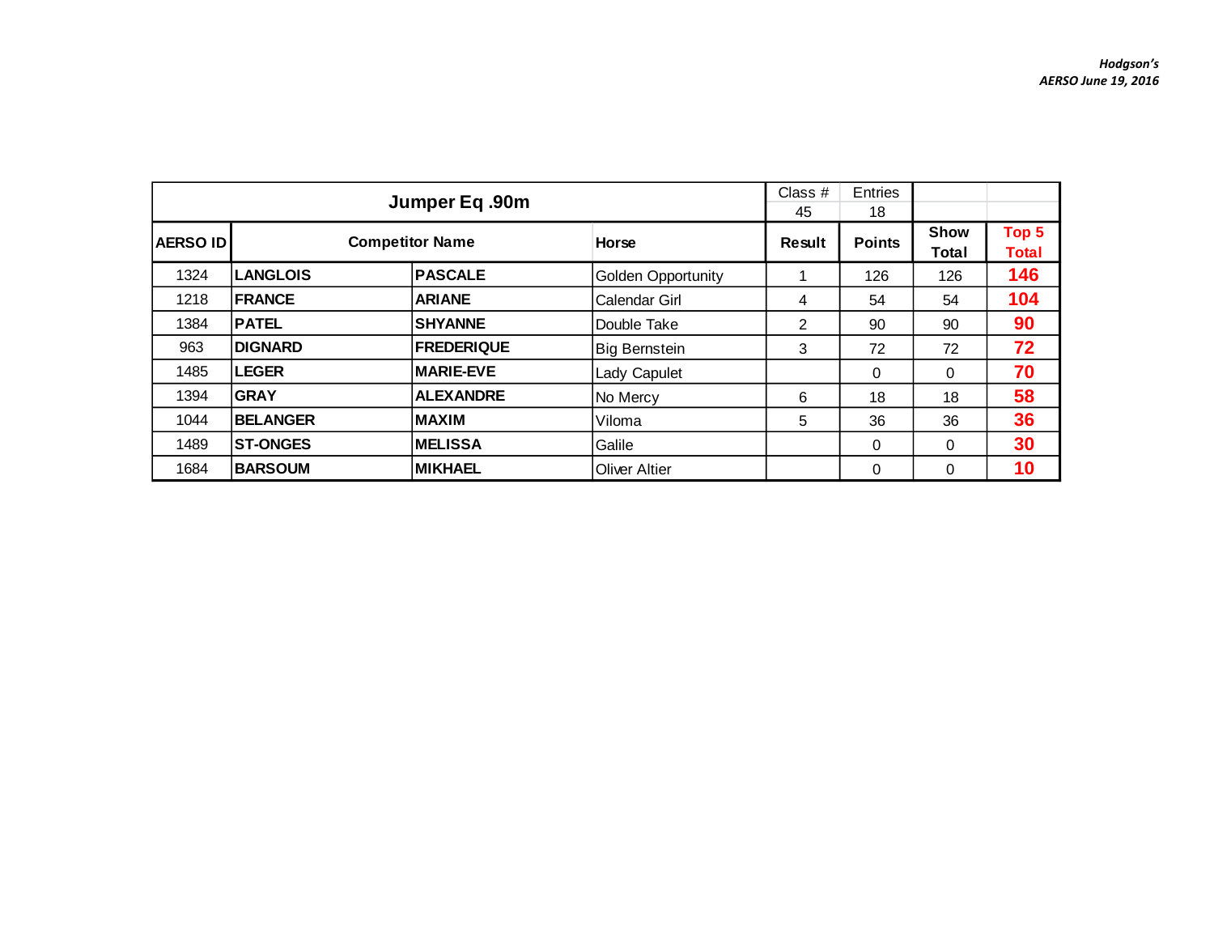*Hodgson's*
*AERSO June 19, 2016*

| Jumper Eq .90m | | | | Class # | Entries | | |
|---|---|---|---|---|---|---|---|
| | | | | 45 | 18 | | |
| **AERSO ID** | **Competitor Name** | | **Horse** | **Result** | **Points** | **Show Total** | **Top 5 Total** |
| 1324 | **LANGLOIS** | **PASCALE** | Golden Opportunity | 1 | 126 | 126 | **146** |
| 1218 | **FRANCE** | **ARIANE** | Calendar Girl | 4 | 54 | 54 | **104** |
| 1384 | **PATEL** | **SHYANNE** | Double Take | 2 | 90 | 90 | **90** |
| 963 | **DIGNARD** | **FREDERIQUE** | Big Bernstein | 3 | 72 | 72 | **72** |
| 1485 | **LEGER** | **MARIE-EVE** | Lady Capulet | | 0 | 0 | **70** |
| 1394 | **GRAY** | **ALEXANDRE** | No Mercy | 6 | 18 | 18 | **58** |
| 1044 | **BELANGER** | **MAXIM** | Viloma | 5 | 36 | 36 | **36** |
| 1489 | **ST-ONGES** | **MELISSA** | Galile | | 0 | 0 | **30** |
| 1684 | **BARSOUM** | **MIKHAEL** | Oliver Altier | | 0 | 0 | **10** |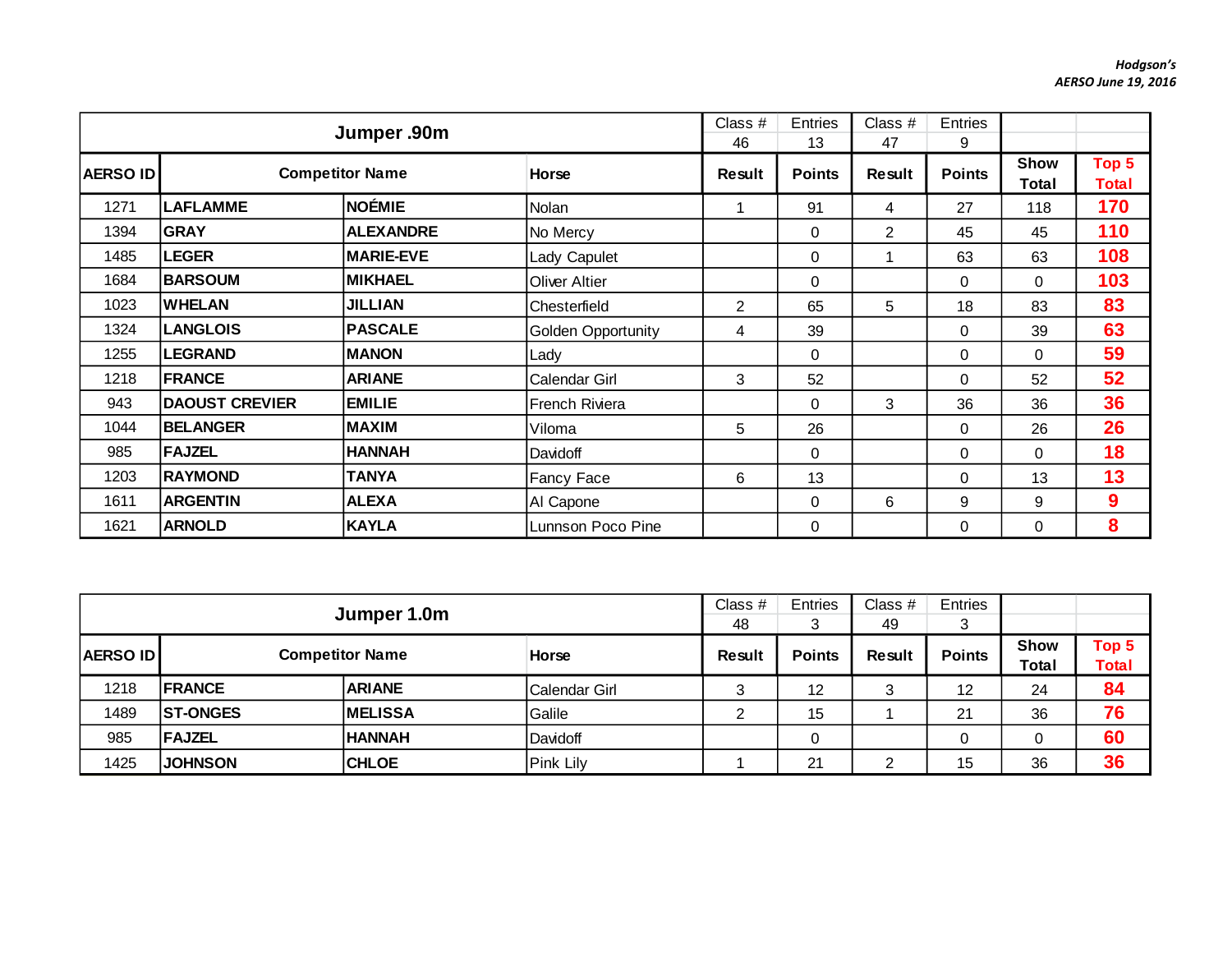*Hodgson's*
*AERSO June 19, 2016*

| Jumper .90m | | | | Class # | Entries | Class # | Entries | | |
|---|---|---|---|---|---|---|---|---|---|
| | | | | 46 | 13 | 47 | 9 | | |
| **AERSO ID** | **Competitor Name** | | **Horse** | **Result** | **Points** | **Result** | **Points** | **Show Total** | **Top 5 Total** |
| 1271 | **LAFLAMME** | **NOÉMIE** | Nolan | 1 | 91 | 4 | 27 | 118 | **170** |
| 1394 | **GRAY** | **ALEXANDRE** | No Mercy | | 0 | 2 | 45 | 45 | **110** |
| 1485 | **LEGER** | **MARIE-EVE** | Lady Capulet | | 0 | 1 | 63 | 63 | **108** |
| 1684 | **BARSOUM** | **MIKHAEL** | Oliver Altier | | 0 | | 0 | 0 | **103** |
| 1023 | **WHELAN** | **JILLIAN** | Chesterfield | 2 | 65 | 5 | 18 | 83 | **83** |
| 1324 | **LANGLOIS** | **PASCALE** | Golden Opportunity | 4 | 39 | | 0 | 39 | **63** |
| 1255 | **LEGRAND** | **MANON** | Lady | | 0 | | 0 | 0 | **59** |
| 1218 | **FRANCE** | **ARIANE** | Calendar Girl | 3 | 52 | | 0 | 52 | **52** |
| 943 | **DAOUST CREVIER** | **EMILIE** | French Riviera | | 0 | 3 | 36 | 36 | **36** |
| 1044 | **BELANGER** | **MAXIM** | Viloma | 5 | 26 | | 0 | 26 | **26** |
| 985 | **FAJZEL** | **HANNAH** | Davidoff | | 0 | | 0 | 0 | **18** |
| 1203 | **RAYMOND** | **TANYA** | Fancy Face | 6 | 13 | | 0 | 13 | **13** |
| 1611 | **ARGENTIN** | **ALEXA** | Al Capone | | 0 | 6 | 9 | 9 | **9** |
| 1621 | **ARNOLD** | **KAYLA** | Lunnson Poco Pine | | 0 | | 0 | 0 | **8** |

| Jumper 1.0m | | | | Class # | Entries | Class # | Entries | | |
|---|---|---|---|---|---|---|---|---|---|
| | | | | 48 | 3 | 49 | 3 | | |
| **AERSO ID** | **Competitor Name** | | **Horse** | **Result** | **Points** | **Result** | **Points** | **Show Total** | **Top 5 Total** |
| 1218 | **FRANCE** | **ARIANE** | Calendar Girl | 3 | 12 | 3 | 12 | 24 | **84** |
| 1489 | **ST-ONGES** | **MELISSA** | Galile | 2 | 15 | 1 | 21 | 36 | **76** |
| 985 | **FAJZEL** | **HANNAH** | Davidoff | | 0 | | 0 | 0 | **60** |
| 1425 | **JOHNSON** | **CHLOE** | Pink Lily | 1 | 21 | 2 | 15 | 36 | **36** |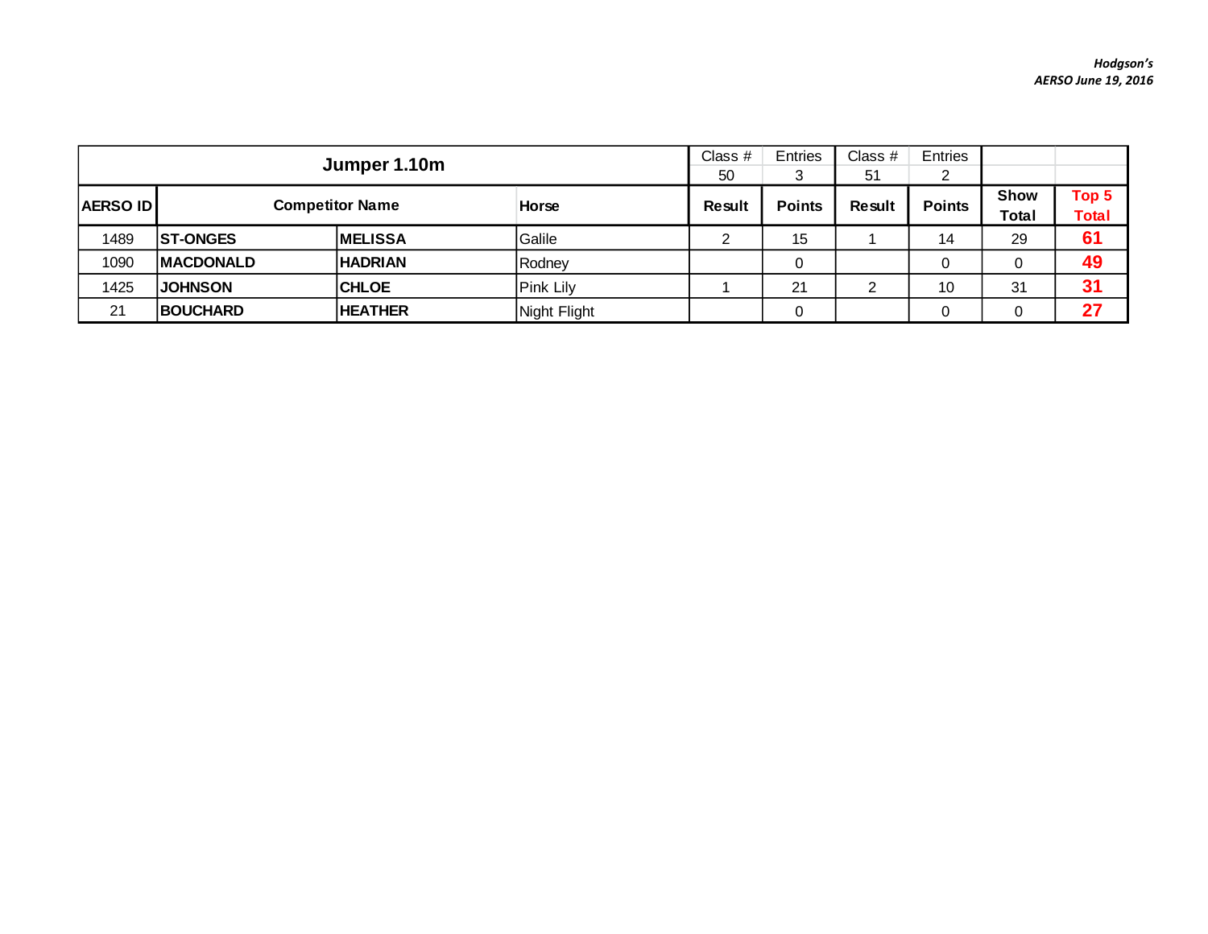| Jumper 1.10m | | | | Class # 50 | Entries 3 | Class # 51 | Entries 2 | | |
|---|---|---|---|---|---|---|---|---|---|
| **AERSO ID** | **Competitor Name** | | **Horse** | **Result** | **Points** | **Result** | **Points** | **Show Total** | **Top 5 Total** |
| 1489 | **ST-ONGES** | **MELISSA** | Galile | 2 | 15 | 1 | 14 | 29 | **61** |
| 1090 | **MACDONALD** | **HADRIAN** | Rodney | | 0 | | 0 | 0 | **49** |
| 1425 | **JOHNSON** | **CHLOE** | Pink Lily | 1 | 21 | 2 | 10 | 31 | **31** |
| 21 | **BOUCHARD** | **HEATHER** | Night Flight | | 0 | | 0 | 0 | **27** |